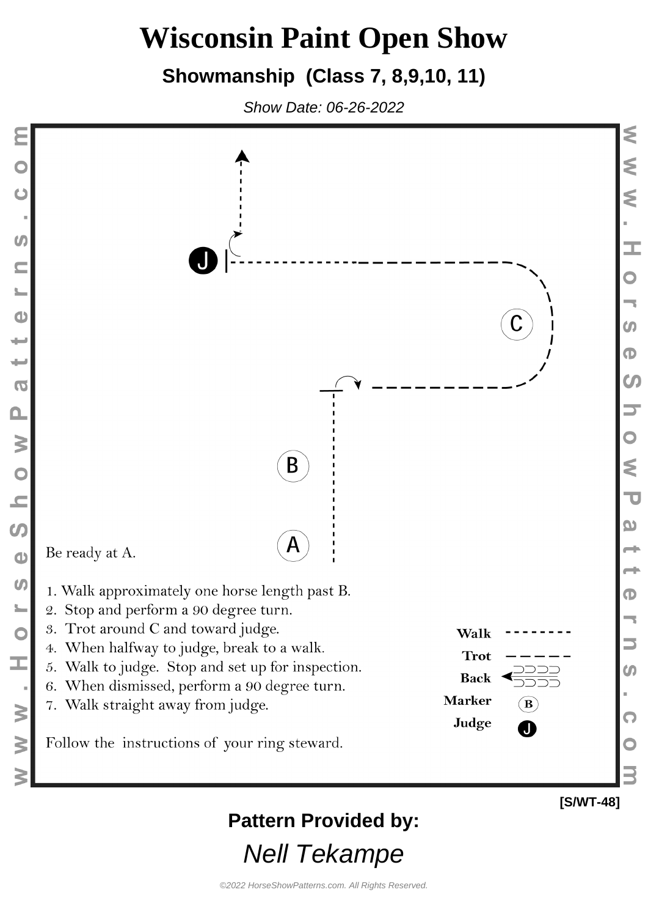# Wisconsin Paint Open Show

## Showmanship (Class 7, 8,9,10, 11)

*Show Date: 06-26-2022*

J

C

B

A

Be ready at A.

1. Walk approximately one horse length past B.
2. Stop and perform a 90 degree turn.
3. Trot around C and toward judge.
4. When halfway to judge, break to a walk.
5. Walk to judge. Stop and set up for inspection.
6. When dismissed, perform a 90 degree turn.
7. Walk straight away from judge.

Follow the instructions of your ring steward.

**Walk** - - - - - - - -
**Trot** — — — — —
**Back**
**Marker** B
**Judge** J

[S/WT-48]

**Pattern Provided by:**

*Nell Tekampe*

*©2022 HorseShowPatterns.com. All Rights Reserved.*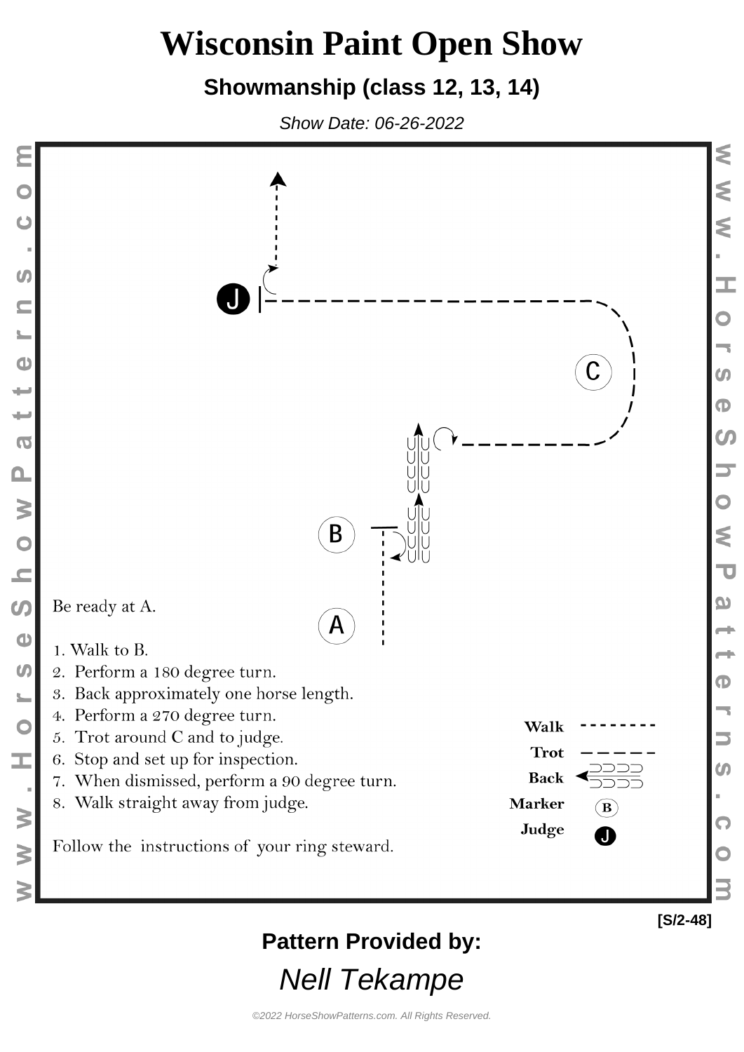# Wisconsin Paint Open Show

## Showmanship (class 12, 13, 14)

*Show Date: 06-26-2022*

Be ready at A.

1. Walk to B.
2. Perform a 180 degree turn.
3. Back approximately one horse length.
4. Perform a 270 degree turn.
5. Trot around C and to judge.
6. Stop and set up for inspection.
7. When dismissed, perform a 90 degree turn.
8. Walk straight away from judge.

Follow the instructions of your ring steward.

| Legend | |
|---|---|
| Walk | short dashed line |
| Trot | long dashed line |
| Back | arrow |
| Marker | B |
| Judge | J |

[S/2-48]

**Pattern Provided by:**

*Nell Tekampe*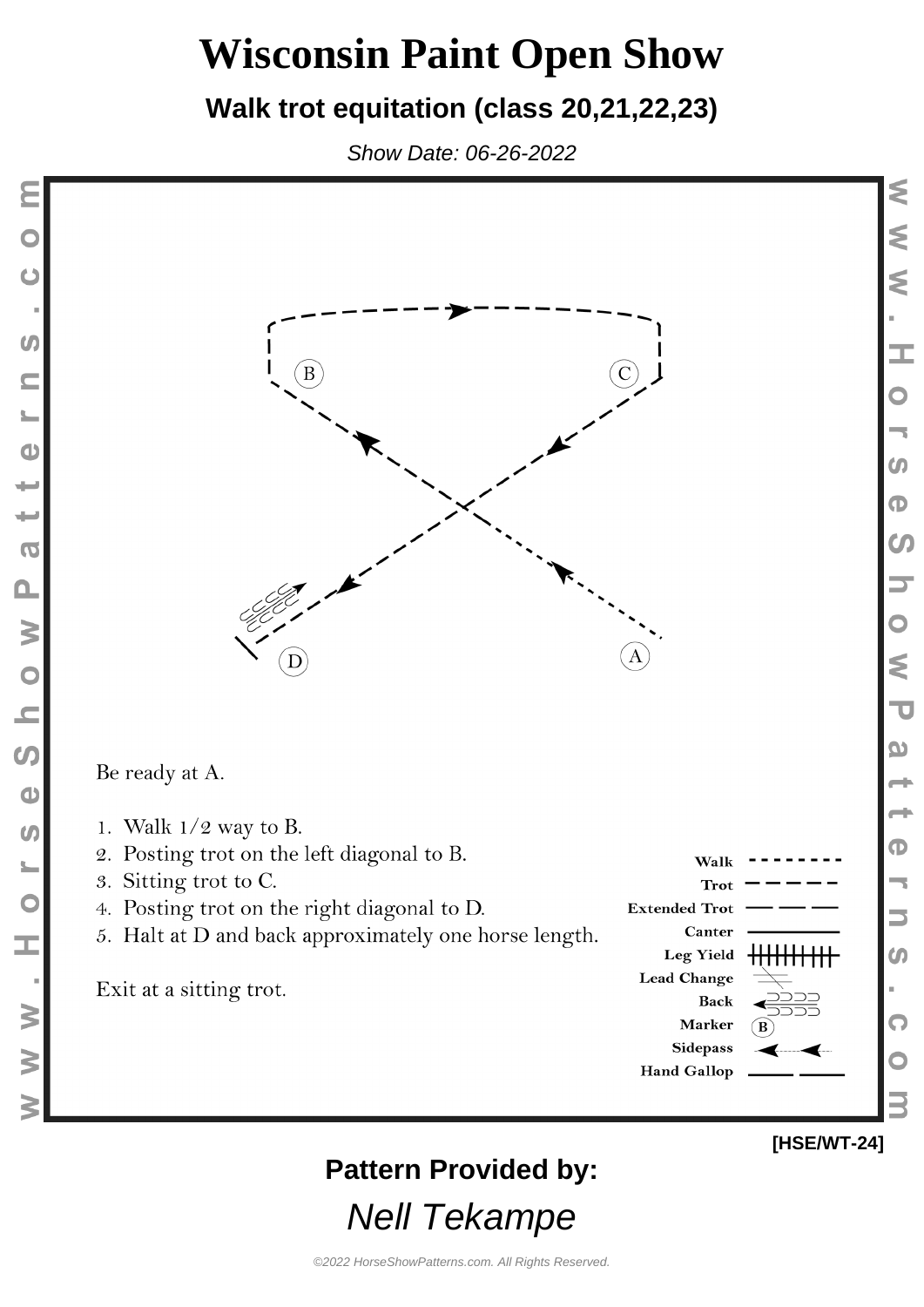# Wisconsin Paint Open Show

## Walk trot equitation (class 20,21,22,23)

*Show Date: 06-26-2022*

Be ready at A.

1. Walk 1/2 way to B.
2. Posting trot on the left diagonal to B.
3. Sitting trot to C.
4. Posting trot on the right diagonal to D.
5. Halt at D and back approximately one horse length.

Exit at a sitting trot.

Walk
Trot
Extended Trot
Canter
Leg Yield
Lead Change
Back
Marker
Sidepass
Hand Gallop

[HSE/WT-24]

**Pattern Provided by:**

*Nell Tekampe*

©2022 HorseShowPatterns.com. All Rights Reserved.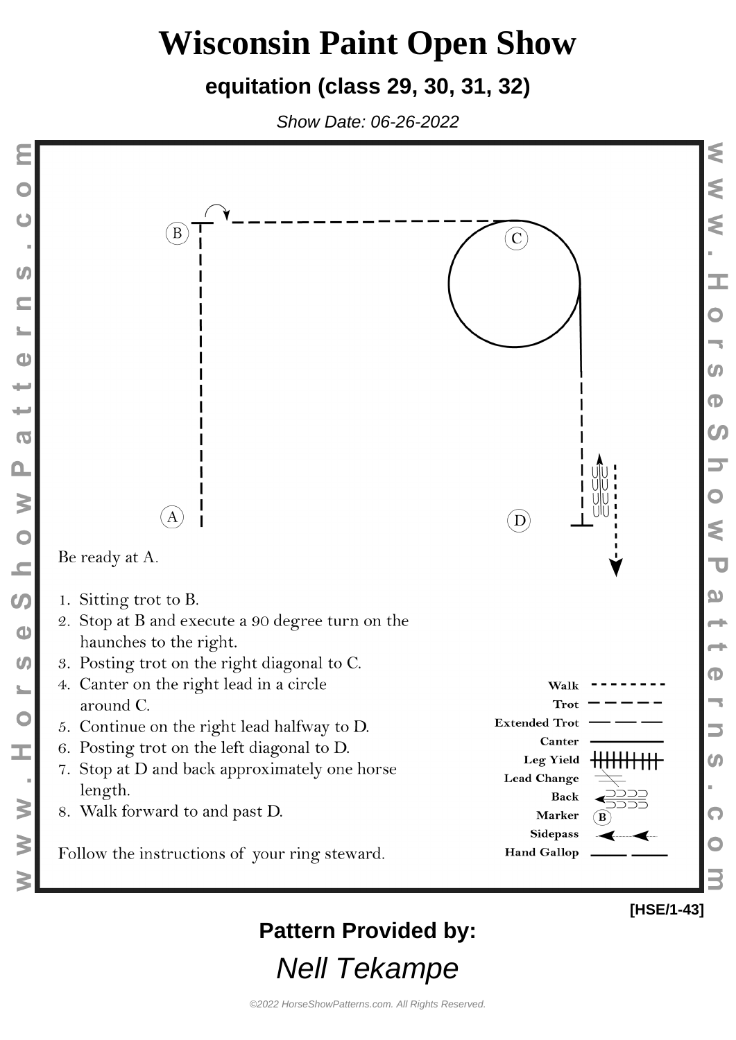# Wisconsin Paint Open Show

## equitation (class 29, 30, 31, 32)

*Show Date: 06-26-2022*

Be ready at A.

1. Sitting trot to B.
2. Stop at B and execute a 90 degree turn on the haunches to the right.
3. Posting trot on the right diagonal to C.
4. Canter on the right lead in a circle around C.
5. Continue on the right lead halfway to D.
6. Posting trot on the left diagonal to D.
7. Stop at D and back approximately one horse length.
8. Walk forward to and past D.

Follow the instructions of your ring steward.

Walk
Trot
Extended Trot
Canter
Leg Yield
Lead Change
Back
Marker
Sidepass
Hand Gallop

[HSE/1-43]

**Pattern Provided by:**

*Nell Tekampe*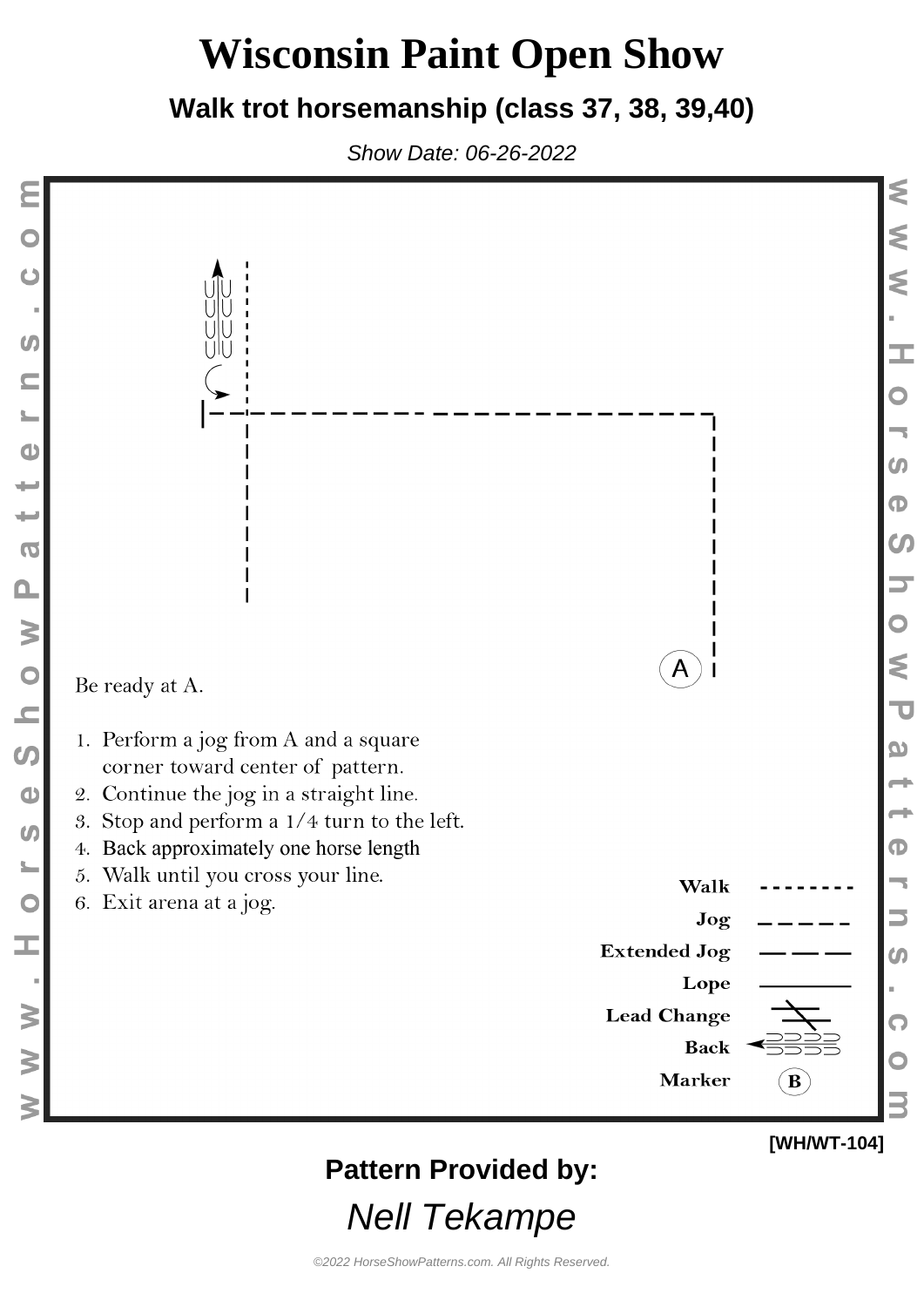# Wisconsin Paint Open Show

## Walk trot horsemanship (class 37, 38, 39,40)

*Show Date: 06-26-2022*

A

Be ready at A.

1. Perform a jog from A and a square corner toward center of pattern.
2. Continue the jog in a straight line.
3. Stop and perform a 1/4 turn to the left.
4. Back approximately one horse length
5. Walk until you cross your line.
6. Exit arena at a jog.

**Walk**
**Jog**
**Extended Jog**
**Lope**
**Lead Change**
**Back**
**Marker** B

**[WH/WT-104]**

**Pattern Provided by:**

*Nell Tekampe*

*©2022 HorseShowPatterns.com. All Rights Reserved.*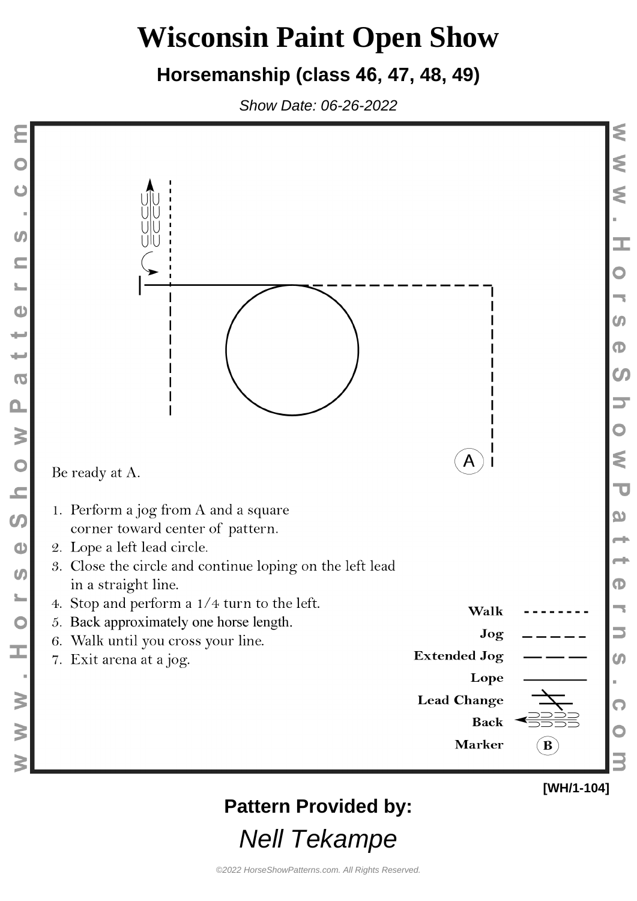# Wisconsin Paint Open Show

## Horsemanship (class 46, 47, 48, 49)

*Show Date: 06-26-2022*

A

Be ready at A.

1. Perform a jog from A and a square corner toward center of pattern.
2. Lope a left lead circle.
3. Close the circle and continue loping on the left lead in a straight line.
4. Stop and perform a 1/4 turn to the left.
5. Back approximately one horse length.
6. Walk until you cross your line.
7. Exit arena at a jog.

**Walk**
**Jog**
**Extended Jog**
**Lope**
**Lead Change**
**Back**
**Marker** B

**[WH/1-104]**

**Pattern Provided by:**

*Nell Tekampe*

*©2022 HorseShowPatterns.com. All Rights Reserved.*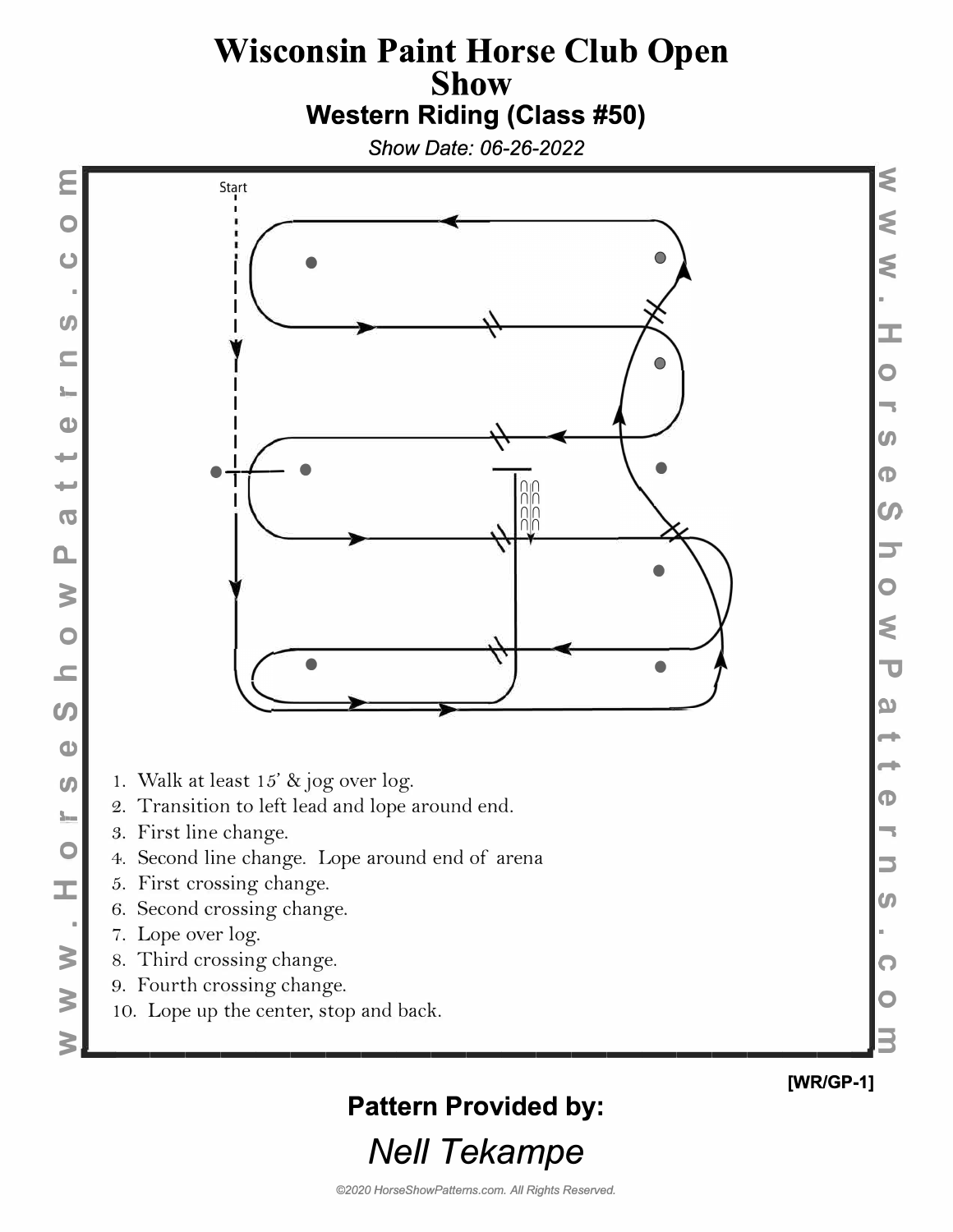# Wisconsin Paint Horse Club Open Show

## Western Riding (Class #50)

*Show Date: 06-26-2022*

Start

1. Walk at least 15' & jog over log.
2. Transition to left lead and lope around end.
3. First line change.
4. Second line change. Lope around end of arena
5. First crossing change.
6. Second crossing change.
7. Lope over log.
8. Third crossing change.
9. Fourth crossing change.
10. Lope up the center, stop and back.

[WR/GP-1]

**Pattern Provided by:**

*Nell Tekampe*

*©2020 HorseShowPatterns.com. All Rights Reserved.*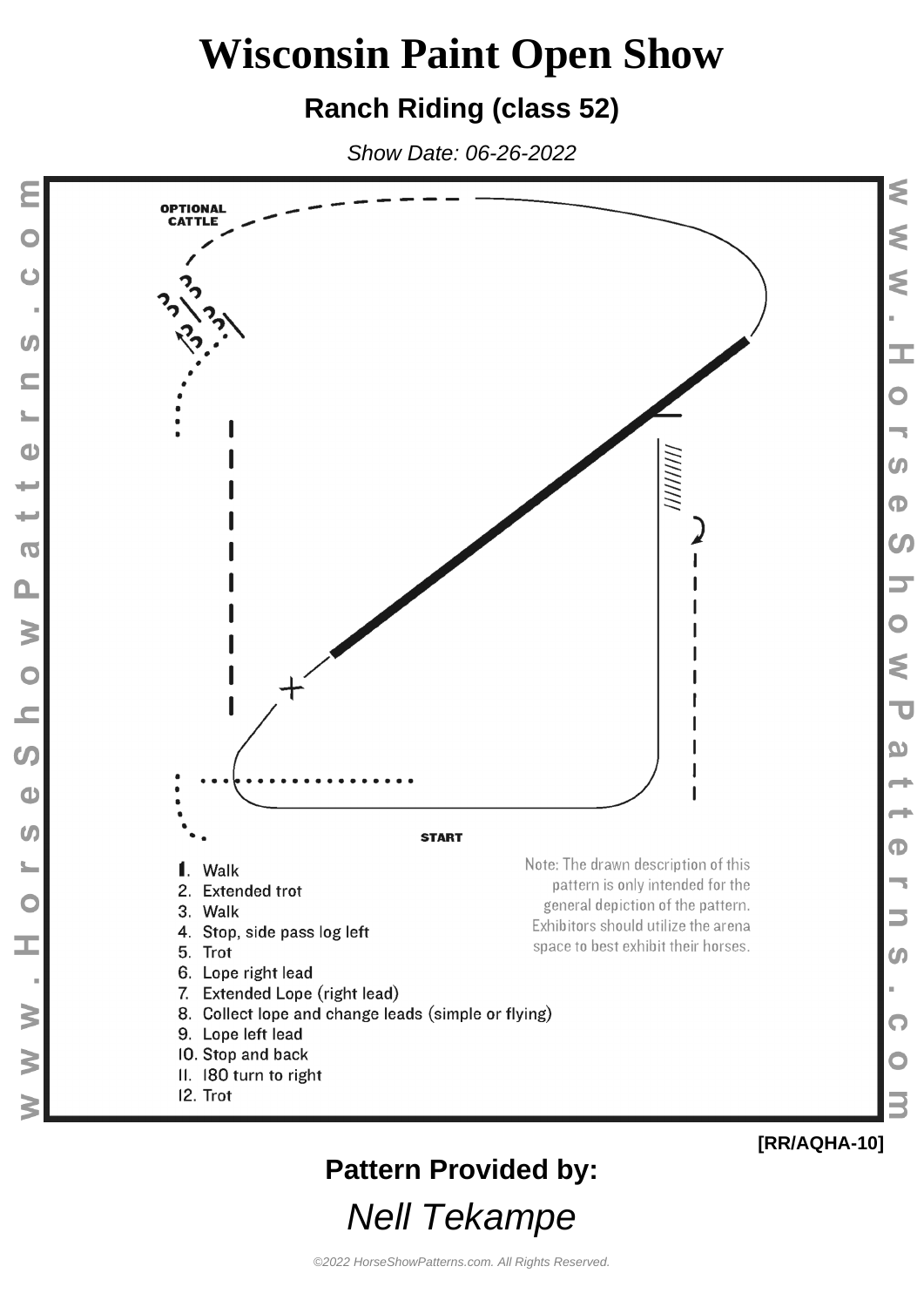# Wisconsin Paint Open Show

## Ranch Riding (class 52)

*Show Date: 06-26-2022*

OPTIONAL CATTLE

START

1. Walk
2. Extended trot
3. Walk
4. Stop, side pass log left
5. Trot
6. Lope right lead
7. Extended Lope (right lead)
8. Collect lope and change leads (simple or flying)
9. Lope left lead
10. Stop and back
11. 180 turn to right
12. Trot

Note: The drawn description of this pattern is only intended for the general depiction of the pattern. Exhibitors should utilize the arena space to best exhibit their horses.

**[RR/AQHA-10]**

**Pattern Provided by:**

*Nell Tekampe*

*©2022 HorseShowPatterns.com. All Rights Reserved.*